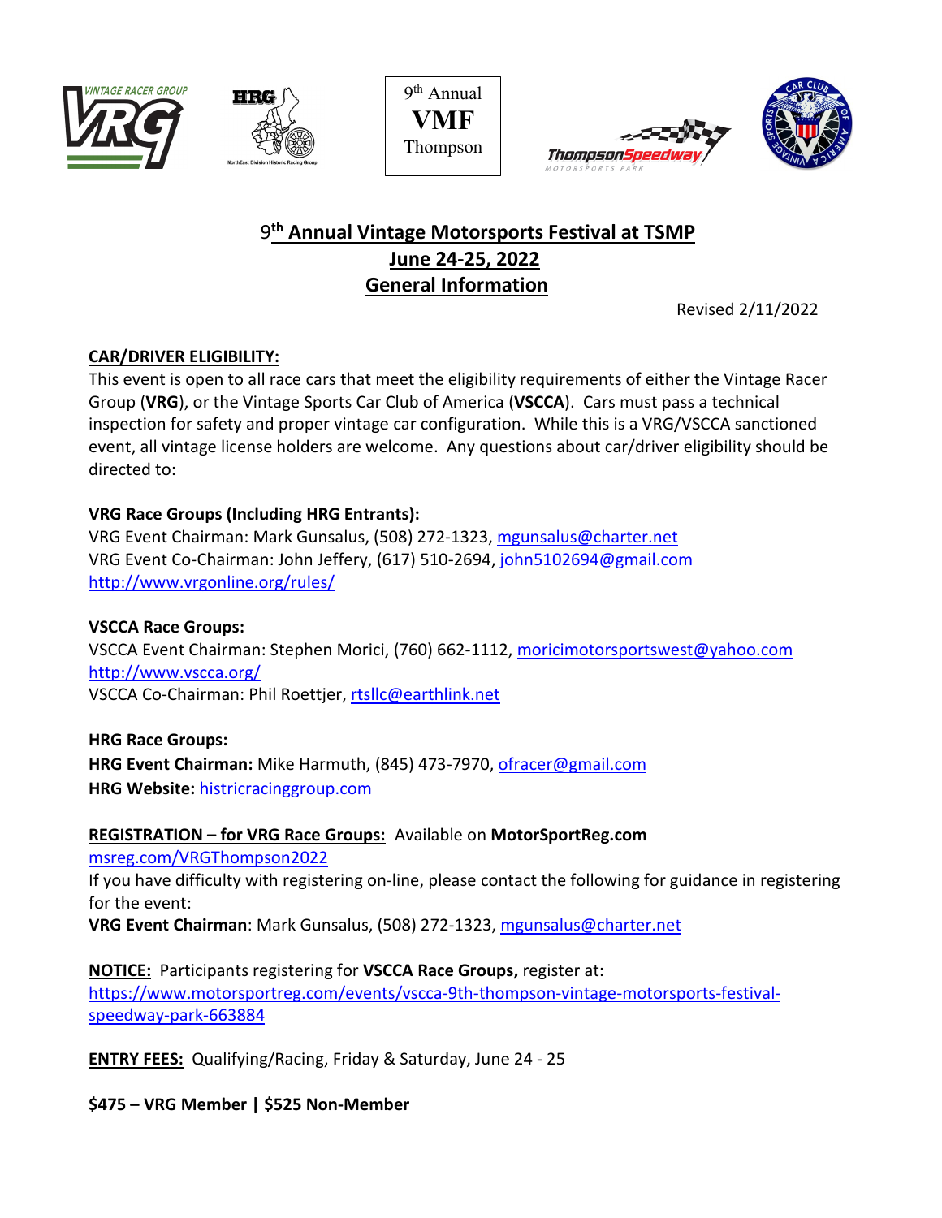9th Annual
**VMF**
Thompson

# 9th Annual Vintage Motorsports Festival at TSMP
## June 24-25, 2022
## General Information

Revised 2/11/2022

**CAR/DRIVER ELIGIBILITY:**

This event is open to all race cars that meet the eligibility requirements of either the Vintage Racer Group (**VRG**), or the Vintage Sports Car Club of America (**VSCCA**). Cars must pass a technical inspection for safety and proper vintage car configuration. While this is a VRG/VSCCA sanctioned event, all vintage license holders are welcome. Any questions about car/driver eligibility should be directed to:

**VRG Race Groups (Including HRG Entrants):**
VRG Event Chairman: Mark Gunsalus, (508) 272-1323, mgunsalus@charter.net
VRG Event Co-Chairman: John Jeffery, (617) 510-2694, john5102694@gmail.com
http://www.vrgonline.org/rules/

**VSCCA Race Groups:**
VSCCA Event Chairman: Stephen Morici, (760) 662-1112, moricimotorsportswest@yahoo.com
http://www.vscca.org/
VSCCA Co-Chairman: Phil Roettjer, rtsllc@earthlink.net

**HRG Race Groups:**
**HRG Event Chairman:** Mike Harmuth, (845) 473-7970, ofracer@gmail.com
**HRG Website:** histricracinggroup.com

**REGISTRATION – for VRG Race Groups:** Available on **MotorSportReg.com**
msreg.com/VRGThompson2022
If you have difficulty with registering on-line, please contact the following for guidance in registering for the event:
**VRG Event Chairman**: Mark Gunsalus, (508) 272-1323, mgunsalus@charter.net

**NOTICE:** Participants registering for **VSCCA Race Groups,** register at:
https://www.motorsportreg.com/events/vscca-9th-thompson-vintage-motorsports-festival-speedway-park-663884

**ENTRY FEES:** Qualifying/Racing, Friday & Saturday, June 24 - 25

**$475 – VRG Member | $525 Non-Member**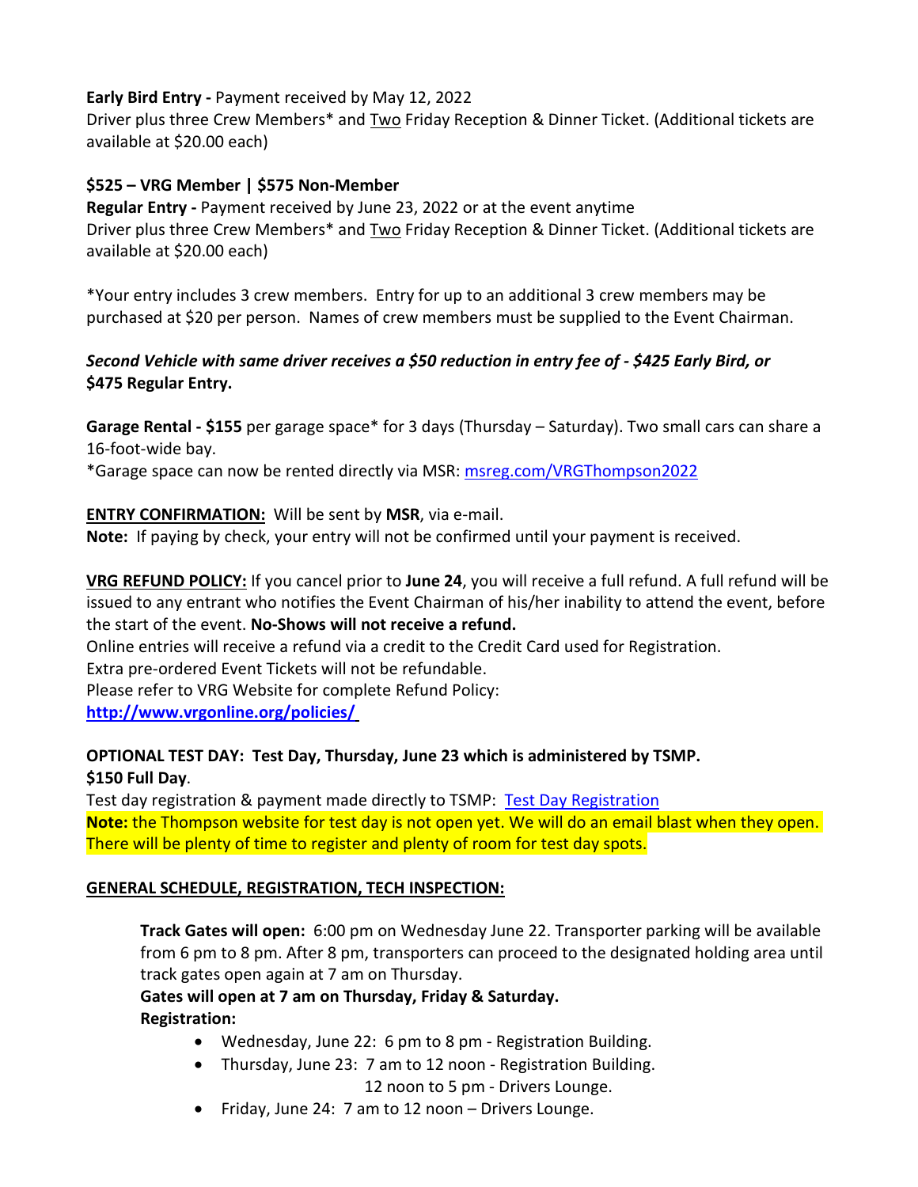**Early Bird Entry -** Payment received by May 12, 2022
Driver plus three Crew Members* and Two Friday Reception & Dinner Ticket. (Additional tickets are available at $20.00 each)

**$525 – VRG Member | $575 Non-Member**
**Regular Entry -** Payment received by June 23, 2022 or at the event anytime
Driver plus three Crew Members* and Two Friday Reception & Dinner Ticket. (Additional tickets are available at $20.00 each)

*Your entry includes 3 crew members. Entry for up to an additional 3 crew members may be purchased at $20 per person. Names of crew members must be supplied to the Event Chairman.

***Second Vehicle with same driver receives a $50 reduction in entry fee of - $425 Early Bird, or*** **$475 Regular Entry.**

**Garage Rental - $155** per garage space* for 3 days (Thursday – Saturday). Two small cars can share a 16-foot-wide bay.
*Garage space can now be rented directly via MSR: [msreg.com/VRGThompson2022](msreg.com/VRGThompson2022)

**ENTRY CONFIRMATION:** Will be sent by **MSR**, via e-mail.
**Note:** If paying by check, your entry will not be confirmed until your payment is received.

**VRG REFUND POLICY:** If you cancel prior to **June 24**, you will receive a full refund. A full refund will be issued to any entrant who notifies the Event Chairman of his/her inability to attend the event, before the start of the event. **No-Shows will not receive a refund.**
Online entries will receive a refund via a credit to the Credit Card used for Registration.
Extra pre-ordered Event Tickets will not be refundable.
Please refer to VRG Website for complete Refund Policy:
**http://www.vrgonline.org/policies/**

**OPTIONAL TEST DAY: Test Day, Thursday, June 23 which is administered by TSMP.**
**$150 Full Day**.
Test day registration & payment made directly to TSMP: Test Day Registration
**Note:** the Thompson website for test day is not open yet. We will do an email blast when they open. There will be plenty of time to register and plenty of room for test day spots.

**GENERAL SCHEDULE, REGISTRATION, TECH INSPECTION:**

**Track Gates will open:** 6:00 pm on Wednesday June 22. Transporter parking will be available from 6 pm to 8 pm. After 8 pm, transporters can proceed to the designated holding area until track gates open again at 7 am on Thursday.
**Gates will open at 7 am on Thursday, Friday & Saturday.**
**Registration:**

- Wednesday, June 22: 6 pm to 8 pm - Registration Building.
- Thursday, June 23: 7 am to 12 noon - Registration Building.
  12 noon to 5 pm - Drivers Lounge.
- Friday, June 24: 7 am to 12 noon – Drivers Lounge.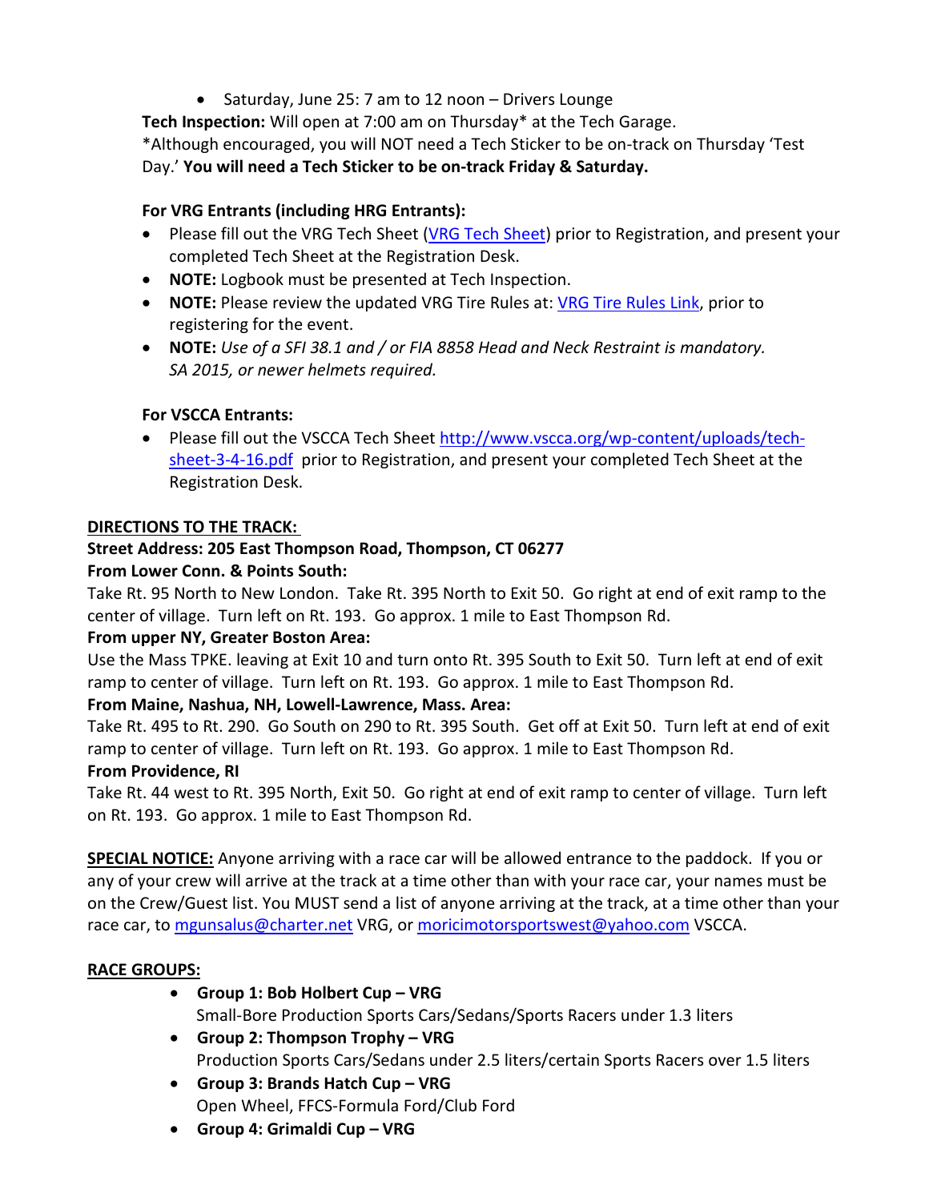- Saturday, June 25: 7 am to 12 noon – Drivers Lounge

**Tech Inspection:** Will open at 7:00 am on Thursday* at the Tech Garage.
*Although encouraged, you will NOT need a Tech Sticker to be on-track on Thursday 'Test Day.' **You will need a Tech Sticker to be on-track Friday & Saturday.**

**For VRG Entrants (including HRG Entrants):**

- Please fill out the VRG Tech Sheet (VRG Tech Sheet) prior to Registration, and present your completed Tech Sheet at the Registration Desk.
- **NOTE:** Logbook must be presented at Tech Inspection.
- **NOTE:** Please review the updated VRG Tire Rules at: VRG Tire Rules Link, prior to registering for the event.
- **NOTE:** *Use of a SFI 38.1 and / or FIA 8858 Head and Neck Restraint is mandatory. SA 2015, or newer helmets required.*

**For VSCCA Entrants:**

- Please fill out the VSCCA Tech Sheet http://www.vscca.org/wp-content/uploads/tech-sheet-3-4-16.pdf prior to Registration, and present your completed Tech Sheet at the Registration Desk.

**<u>DIRECTIONS TO THE TRACK:</u>**

**Street Address: 205 East Thompson Road, Thompson, CT 06277**

**From Lower Conn. & Points South:**

Take Rt. 95 North to New London. Take Rt. 395 North to Exit 50. Go right at end of exit ramp to the center of village. Turn left on Rt. 193. Go approx. 1 mile to East Thompson Rd.

**From upper NY, Greater Boston Area:**

Use the Mass TPKE. leaving at Exit 10 and turn onto Rt. 395 South to Exit 50. Turn left at end of exit ramp to center of village. Turn left on Rt. 193. Go approx. 1 mile to East Thompson Rd.

**From Maine, Nashua, NH, Lowell-Lawrence, Mass. Area:**

Take Rt. 495 to Rt. 290. Go South on 290 to Rt. 395 South. Get off at Exit 50. Turn left at end of exit ramp to center of village. Turn left on Rt. 193. Go approx. 1 mile to East Thompson Rd.

**From Providence, RI**

Take Rt. 44 west to Rt. 395 North, Exit 50. Go right at end of exit ramp to center of village. Turn left on Rt. 193. Go approx. 1 mile to East Thompson Rd.

**<u>SPECIAL NOTICE:</u>** Anyone arriving with a race car will be allowed entrance to the paddock. If you or any of your crew will arrive at the track at a time other than with your race car, your names must be on the Crew/Guest list. You MUST send a list of anyone arriving at the track, at a time other than your race car, to mgunsalus@charter.net VRG, or moricimotorsportswest@yahoo.com VSCCA.

**<u>RACE GROUPS:</u>**

- **Group 1: Bob Holbert Cup – VRG**
  Small-Bore Production Sports Cars/Sedans/Sports Racers under 1.3 liters
- **Group 2: Thompson Trophy – VRG**
  Production Sports Cars/Sedans under 2.5 liters/certain Sports Racers over 1.5 liters
- **Group 3: Brands Hatch Cup – VRG**
  Open Wheel, FFCS-Formula Ford/Club Ford
- **Group 4: Grimaldi Cup – VRG**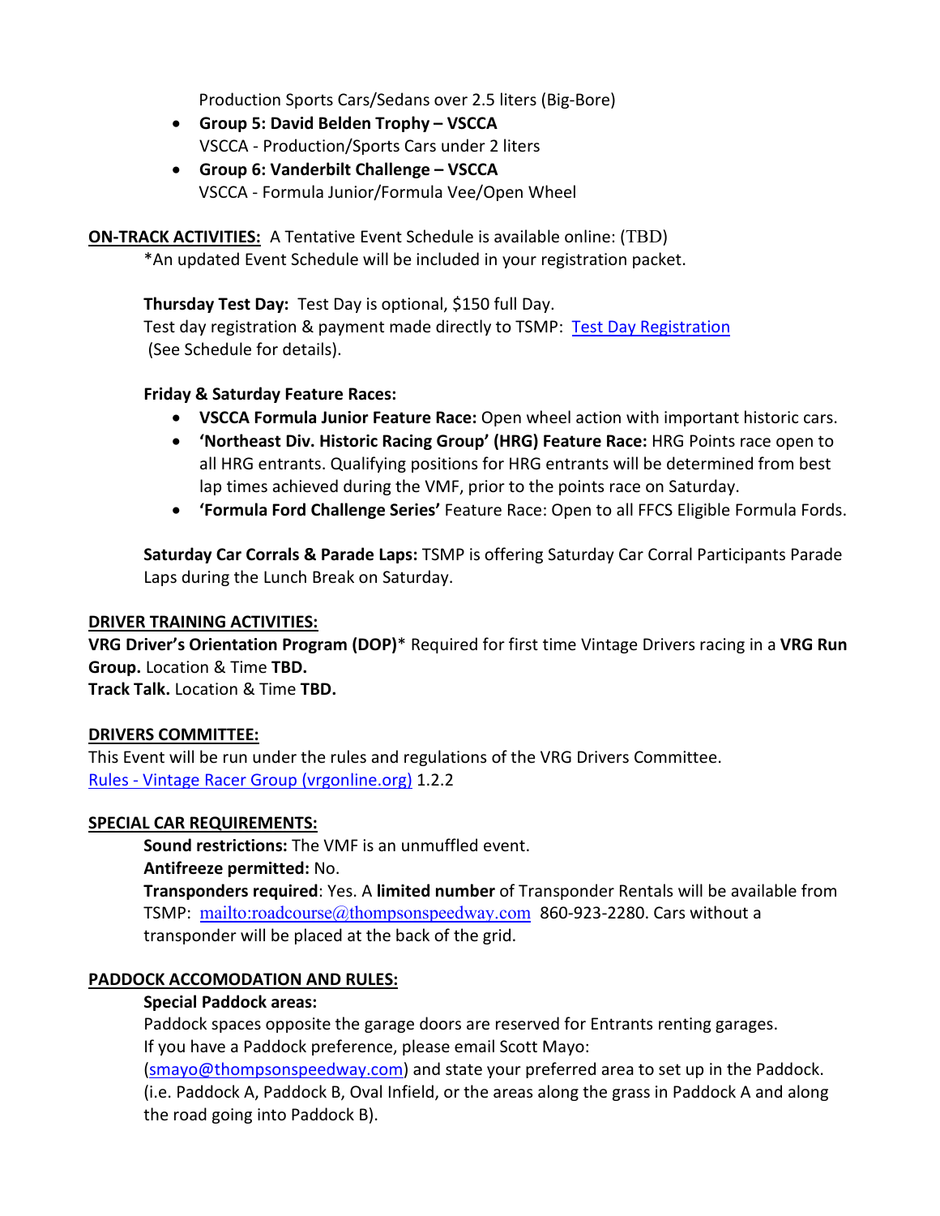Production Sports Cars/Sedans over 2.5 liters (Big-Bore)

- **Group 5: David Belden Trophy – VSCCA**
  VSCCA - Production/Sports Cars under 2 liters
- **Group 6: Vanderbilt Challenge – VSCCA**
  VSCCA - Formula Junior/Formula Vee/Open Wheel

**ON-TRACK ACTIVITIES:** A Tentative Event Schedule is available online: (TBD)
*An updated Event Schedule will be included in your registration packet.

**Thursday Test Day:** Test Day is optional, $150 full Day.
Test day registration & payment made directly to TSMP: [Test Day Registration]
(See Schedule for details).

**Friday & Saturday Feature Races:**

- **VSCCA Formula Junior Feature Race:** Open wheel action with important historic cars.
- **'Northeast Div. Historic Racing Group' (HRG) Feature Race:** HRG Points race open to all HRG entrants. Qualifying positions for HRG entrants will be determined from best lap times achieved during the VMF, prior to the points race on Saturday.
- **'Formula Ford Challenge Series'** Feature Race: Open to all FFCS Eligible Formula Fords.

**Saturday Car Corrals & Parade Laps:** TSMP is offering Saturday Car Corral Participants Parade Laps during the Lunch Break on Saturday.

**DRIVER TRAINING ACTIVITIES:**

**VRG Driver's Orientation Program (DOP)*** Required for first time Vintage Drivers racing in a **VRG Run Group.** Location & Time **TBD.**
**Track Talk.** Location & Time **TBD.**

**DRIVERS COMMITTEE:**

This Event will be run under the rules and regulations of the VRG Drivers Committee.
Rules - Vintage Racer Group (vrgonline.org) 1.2.2

**SPECIAL CAR REQUIREMENTS:**

**Sound restrictions:** The VMF is an unmuffled event.
**Antifreeze permitted:** No.
**Transponders required**: Yes. A **limited number** of Transponder Rentals will be available from TSMP: mailto:roadcourse@thompsonspeedway.com 860-923-2280. Cars without a transponder will be placed at the back of the grid.

**PADDOCK ACCOMODATION AND RULES:**

**Special Paddock areas:**
Paddock spaces opposite the garage doors are reserved for Entrants renting garages.
If you have a Paddock preference, please email Scott Mayo:
(smayo@thompsonspeedway.com) and state your preferred area to set up in the Paddock. (i.e. Paddock A, Paddock B, Oval Infield, or the areas along the grass in Paddock A and along the road going into Paddock B).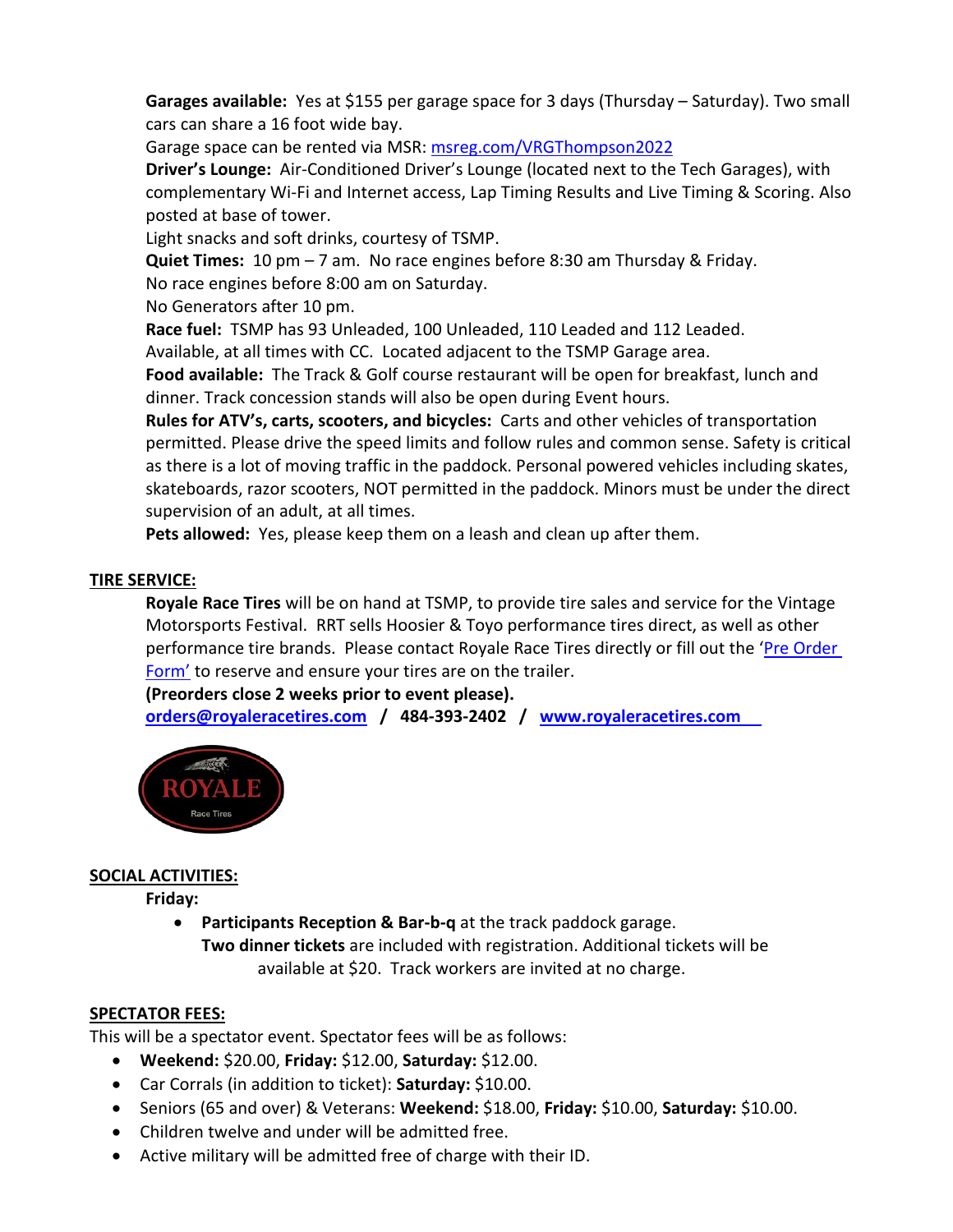**Garages available:** Yes at $155 per garage space for 3 days (Thursday – Saturday). Two small cars can share a 16 foot wide bay.

Garage space can be rented via MSR: [msreg.com/VRGThompson2022](msreg.com/VRGThompson2022)

**Driver's Lounge:** Air-Conditioned Driver's Lounge (located next to the Tech Garages), with complementary Wi-Fi and Internet access, Lap Timing Results and Live Timing & Scoring. Also posted at base of tower.

Light snacks and soft drinks, courtesy of TSMP.

**Quiet Times:** 10 pm – 7 am. No race engines before 8:30 am Thursday & Friday.

No race engines before 8:00 am on Saturday.

No Generators after 10 pm.

**Race fuel:** TSMP has 93 Unleaded, 100 Unleaded, 110 Leaded and 112 Leaded.

Available, at all times with CC. Located adjacent to the TSMP Garage area.

**Food available:** The Track & Golf course restaurant will be open for breakfast, lunch and dinner. Track concession stands will also be open during Event hours.

**Rules for ATV's, carts, scooters, and bicycles:** Carts and other vehicles of transportation permitted. Please drive the speed limits and follow rules and common sense. Safety is critical as there is a lot of moving traffic in the paddock. Personal powered vehicles including skates, skateboards, razor scooters, NOT permitted in the paddock. Minors must be under the direct supervision of an adult, at all times.

**Pets allowed:** Yes, please keep them on a leash and clean up after them.

## TIRE SERVICE:

**Royale Race Tires** will be on hand at TSMP, to provide tire sales and service for the Vintage Motorsports Festival. RRT sells Hoosier & Toyo performance tires direct, as well as other performance tire brands. Please contact Royale Race Tires directly or fill out the 'Pre Order Form' to reserve and ensure your tires are on the trailer.

**(Preorders close 2 weeks prior to event please).**

**orders@royaleracetires.com / 484-393-2402 / www.royaleracetires.com**

ROYALE Race Tires

## SOCIAL ACTIVITIES:

**Friday:**

- **Participants Reception & Bar-b-q** at the track paddock garage.
  **Two dinner tickets** are included with registration. Additional tickets will be available at $20. Track workers are invited at no charge.

## SPECTATOR FEES:

This will be a spectator event. Spectator fees will be as follows:

- **Weekend:** $20.00, **Friday:** $12.00, **Saturday:** $12.00.
- Car Corrals (in addition to ticket): **Saturday:** $10.00.
- Seniors (65 and over) & Veterans: **Weekend:** $18.00, **Friday:** $10.00, **Saturday:** $10.00.
- Children twelve and under will be admitted free.
- Active military will be admitted free of charge with their ID.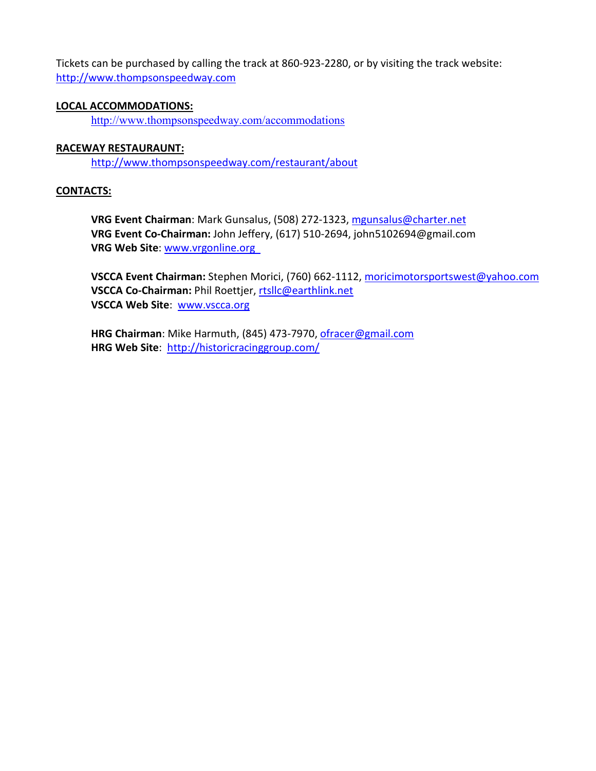Tickets can be purchased by calling the track at 860-923-2280, or by visiting the track website: http://www.thompsonspeedway.com

**LOCAL ACCOMMODATIONS:**

http://www.thompsonspeedway.com/accommodations

**RACEWAY RESTAURAUNT:**

http://www.thompsonspeedway.com/restaurant/about

**CONTACTS:**

**VRG Event Chairman**: Mark Gunsalus, (508) 272-1323, mgunsalus@charter.net
**VRG Event Co-Chairman:** John Jeffery, (617) 510-2694, john5102694@gmail.com
**VRG Web Site**: www.vrgonline.org

**VSCCA Event Chairman:** Stephen Morici, (760) 662-1112, moricimotorsportswest@yahoo.com
**VSCCA Co-Chairman:** Phil Roettjer, rtsllc@earthlink.net
**VSCCA Web Site**: www.vscca.org

**HRG Chairman**: Mike Harmuth, (845) 473-7970, ofracer@gmail.com
**HRG Web Site**: http://historicracinggroup.com/